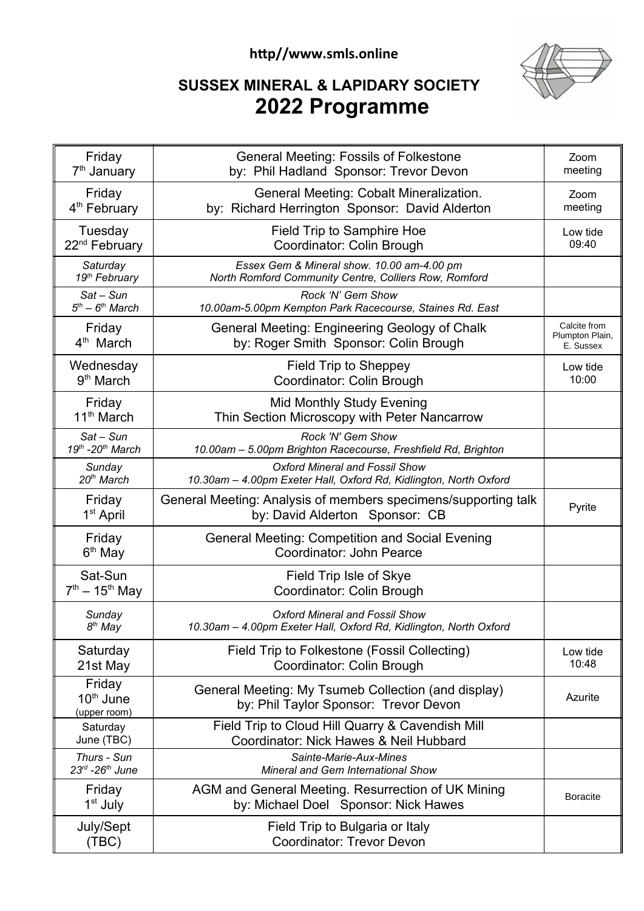**http//www.smls.online**

## SUSSEX MINERAL & LAPIDARY SOCIETY
# 2022 Programme

| Date | Event | Notes |
|---|---|---|
| Friday 7th January | General Meeting: Fossils of Folkestone<br>by: Phil Hadland Sponsor: Trevor Devon | Zoom meeting |
| Friday 4th February | General Meeting: Cobalt Mineralization.<br>by: Richard Herrington Sponsor: David Alderton | Zoom meeting |
| Tuesday 22nd February | Field Trip to Samphire Hoe<br>Coordinator: Colin Brough | Low tide 09:40 |
| *Saturday 19th February* | *Essex Gem & Mineral show. 10.00 am-4.00 pm*<br>*North Romford Community Centre, Colliers Row, Romford* | |
| *Sat – Sun 5th – 6th March* | *Rock 'N' Gem Show*<br>*10.00am-5.00pm Kempton Park Racecourse, Staines Rd. East* | |
| Friday 4th March | General Meeting: Engineering Geology of Chalk<br>by: Roger Smith Sponsor: Colin Brough | Calcite from Plumpton Plain, E. Sussex |
| Wednesday 9th March | Field Trip to Sheppey<br>Coordinator: Colin Brough | Low tide 10:00 |
| Friday 11th March | Mid Monthly Study Evening<br>Thin Section Microscopy with Peter Nancarrow | |
| *Sat – Sun 19th -20th March* | *Rock 'N' Gem Show*<br>*10.00am – 5.00pm Brighton Racecourse, Freshfield Rd, Brighton* | |
| *Sunday 20th March* | *Oxford Mineral and Fossil Show*<br>*10.30am – 4.00pm Exeter Hall, Oxford Rd, Kidlington, North Oxford* | |
| Friday 1st April | General Meeting: Analysis of members specimens/supporting talk<br>by: David Alderton Sponsor: CB | Pyrite |
| Friday 6th May | General Meeting: Competition and Social Evening<br>Coordinator: John Pearce | |
| Sat-Sun 7th – 15th May | Field Trip Isle of Skye<br>Coordinator: Colin Brough | |
| *Sunday 8th May* | *Oxford Mineral and Fossil Show*<br>*10.30am – 4.00pm Exeter Hall, Oxford Rd, Kidlington, North Oxford* | |
| Saturday 21st May | Field Trip to Folkestone (Fossil Collecting)<br>Coordinator: Colin Brough | Low tide 10:48 |
| Friday 10th June (upper room) | General Meeting: My Tsumeb Collection (and display)<br>by: Phil Taylor Sponsor: Trevor Devon | Azurite |
| Saturday June (TBC) | Field Trip to Cloud Hill Quarry & Cavendish Mill<br>Coordinator: Nick Hawes & Neil Hubbard | |
| *Thurs - Sun 23rd -26th June* | *Sainte-Marie-Aux-Mines*<br>*Mineral and Gem International Show* | |
| Friday 1st July | AGM and General Meeting. Resurrection of UK Mining<br>by: Michael Doel Sponsor: Nick Hawes | Boracite |
| July/Sept (TBC) | Field Trip to Bulgaria or Italy<br>Coordinator: Trevor Devon | |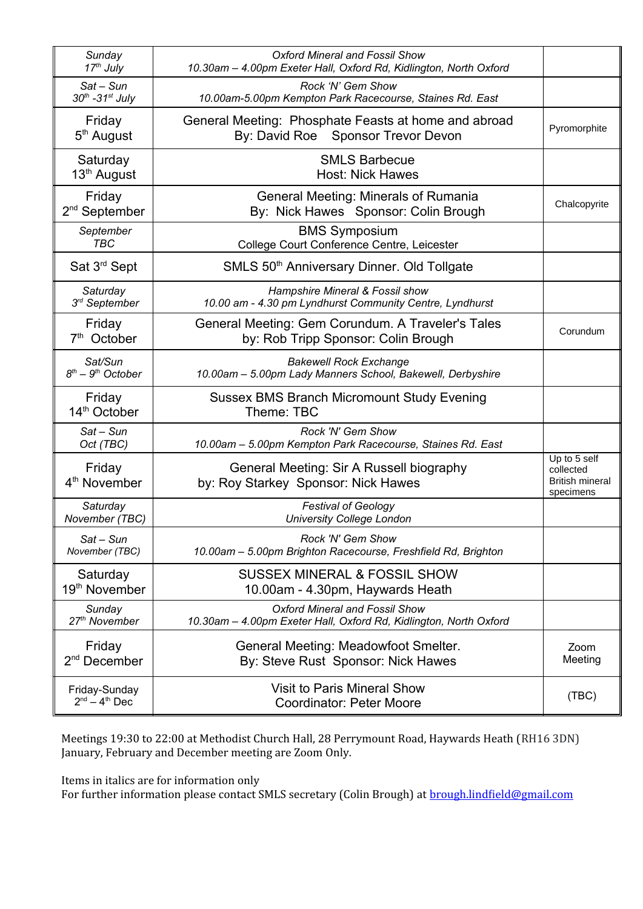| | | |
|---|---|---|
| *Sunday 17th July* | *Oxford Mineral and Fossil Show 10.30am – 4.00pm Exeter Hall, Oxford Rd, Kidlington, North Oxford* | |
| *Sat – Sun 30th -31st July* | *Rock 'N' Gem Show 10.00am-5.00pm Kempton Park Racecourse, Staines Rd. East* | |
| Friday 5th August | General Meeting: Phosphate Feasts at home and abroad By: David Roe Sponsor Trevor Devon | Pyromorphite |
| Saturday 13th August | SMLS Barbecue Host: Nick Hawes | |
| Friday 2nd September | General Meeting: Minerals of Rumania By: Nick Hawes Sponsor: Colin Brough | Chalcopyrite |
| *September TBC* | BMS Symposium College Court Conference Centre, Leicester | |
| Sat 3rd Sept | SMLS 50th Anniversary Dinner. Old Tollgate | |
| *Saturday 3rd September* | *Hampshire Mineral & Fossil show 10.00 am - 4.30 pm Lyndhurst Community Centre, Lyndhurst* | |
| Friday 7th October | General Meeting: Gem Corundum. A Traveler's Tales by: Rob Tripp Sponsor: Colin Brough | Corundum |
| *Sat/Sun 8th – 9th October* | *Bakewell Rock Exchange 10.00am – 5.00pm Lady Manners School, Bakewell, Derbyshire* | |
| Friday 14th October | Sussex BMS Branch Micromount Study Evening Theme: TBC | |
| *Sat – Sun Oct (TBC)* | *Rock 'N' Gem Show 10.00am – 5.00pm Kempton Park Racecourse, Staines Rd. East* | |
| Friday 4th November | General Meeting: Sir A Russell biography by: Roy Starkey Sponsor: Nick Hawes | Up to 5 self collected British mineral specimens |
| *Saturday November (TBC)* | *Festival of Geology University College London* | |
| *Sat – Sun November (TBC)* | *Rock 'N' Gem Show 10.00am – 5.00pm Brighton Racecourse, Freshfield Rd, Brighton* | |
| Saturday 19th November | SUSSEX MINERAL & FOSSIL SHOW 10.00am - 4.30pm, Haywards Heath | |
| *Sunday 27th November* | *Oxford Mineral and Fossil Show 10.30am – 4.00pm Exeter Hall, Oxford Rd, Kidlington, North Oxford* | |
| Friday 2nd December | General Meeting: Meadowfoot Smelter. By: Steve Rust Sponsor: Nick Hawes | Zoom Meeting |
| Friday-Sunday 2nd – 4th Dec | Visit to Paris Mineral Show Coordinator: Peter Moore | (TBC) |

Meetings 19:30 to 22:00 at Methodist Church Hall, 28 Perrymount Road, Haywards Heath (RH16 3DN)
January, February and December meeting are Zoom Only.

Items in italics are for information only
For further information please contact SMLS secretary (Colin Brough) at brough.lindfield@gmail.com